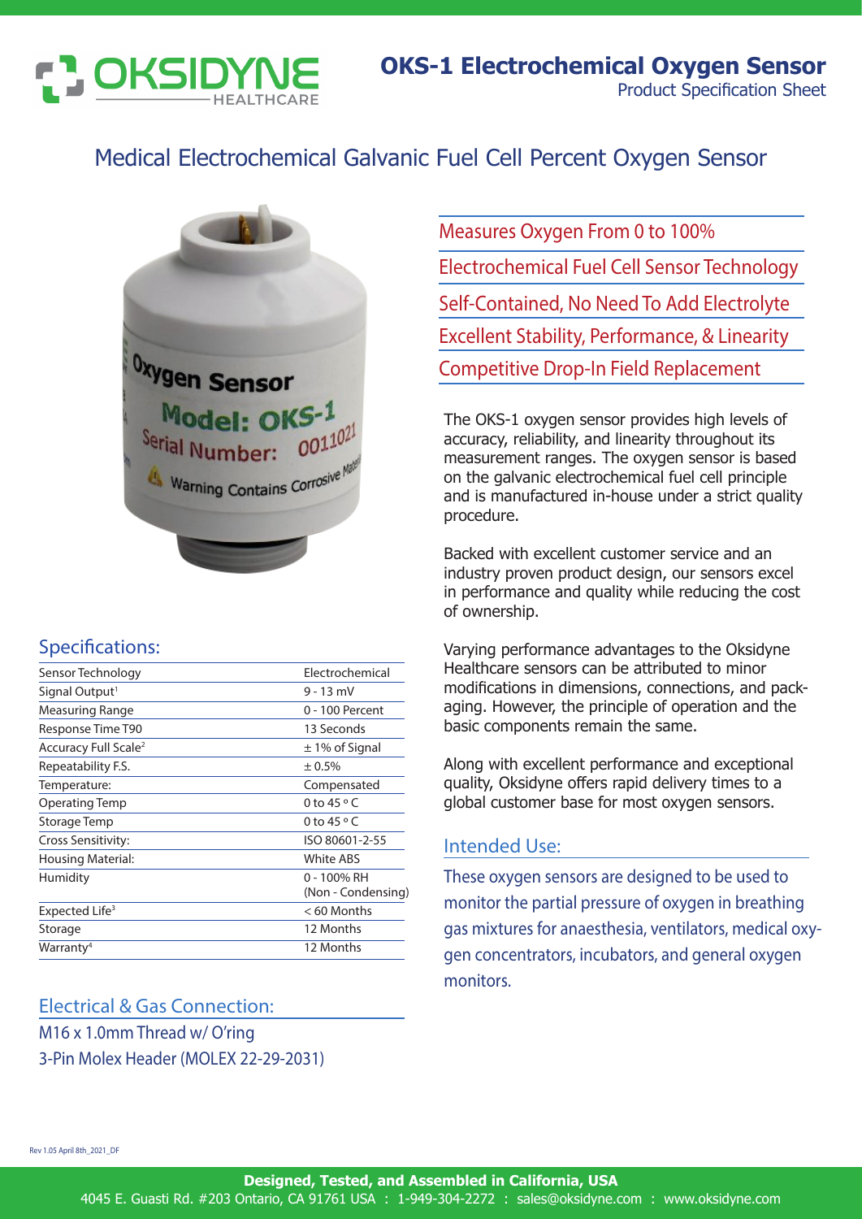# OKS-1 Electrochemical Oxygen Sensor

Product Specification Sheet

## Medical Electrochemical Galvanic Fuel Cell Percent Oxygen Sensor

- Measures Oxygen From 0 to 100%
- Electrochemical Fuel Cell Sensor Technology
- Self-Contained, No Need To Add Electrolyte
- Excellent Stability, Performance, & Linearity
- Competitive Drop-In Field Replacement

The OKS-1 oxygen sensor provides high levels of accuracy, reliability, and linearity throughout its measurement ranges. The oxygen sensor is based on the galvanic electrochemical fuel cell principle and is manufactured in-house under a strict quality procedure.

Backed with excellent customer service and an industry proven product design, our sensors excel in performance and quality while reducing the cost of ownership.

Varying performance advantages to the Oksidyne Healthcare sensors can be attributed to minor modifications in dimensions, connections, and packaging. However, the principle of operation and the basic components remain the same.

Along with excellent performance and exceptional quality, Oksidyne offers rapid delivery times to a global customer base for most oxygen sensors.

## Specifications:

| Parameter | Value |
|---|---|
| Sensor Technology | Electrochemical |
| Signal Output[1] | 9 - 13 mV |
| Measuring Range | 0 - 100 Percent |
| Response Time T90 | 13 Seconds |
| Accuracy Full Scale[2] | ± 1% of Signal |
| Repeatability F.S. | ± 0.5% |
| Temperature: | Compensated |
| Operating Temp | 0 to 45 °C |
| Storage Temp | 0 to 45 °C |
| Cross Sensitivity: | ISO 80601-2-55 |
| Housing Material: | White ABS |
| Humidity | 0 - 100% RH (Non - Condensing) |
| Expected Life[3] | < 60 Months |
| Storage | 12 Months |
| Warranty[4] | 12 Months |

## Intended Use:

These oxygen sensors are designed to be used to monitor the partial pressure of oxygen in breathing gas mixtures for anaesthesia, ventilators, medical oxygen concentrators, incubators, and general oxygen monitors.

## Electrical & Gas Connection:

M16 x 1.0mm Thread w/ O'ring

3-Pin Molex Header (MOLEX 22-29-2031)

Rev 1.05 April 8th_2021_DF

**Designed, Tested, and Assembled in California, USA**

4045 E. Guasti Rd. #203 Ontario, CA 91761 USA : 1-949-304-2272 : sales@oksidyne.com : www.oksidyne.com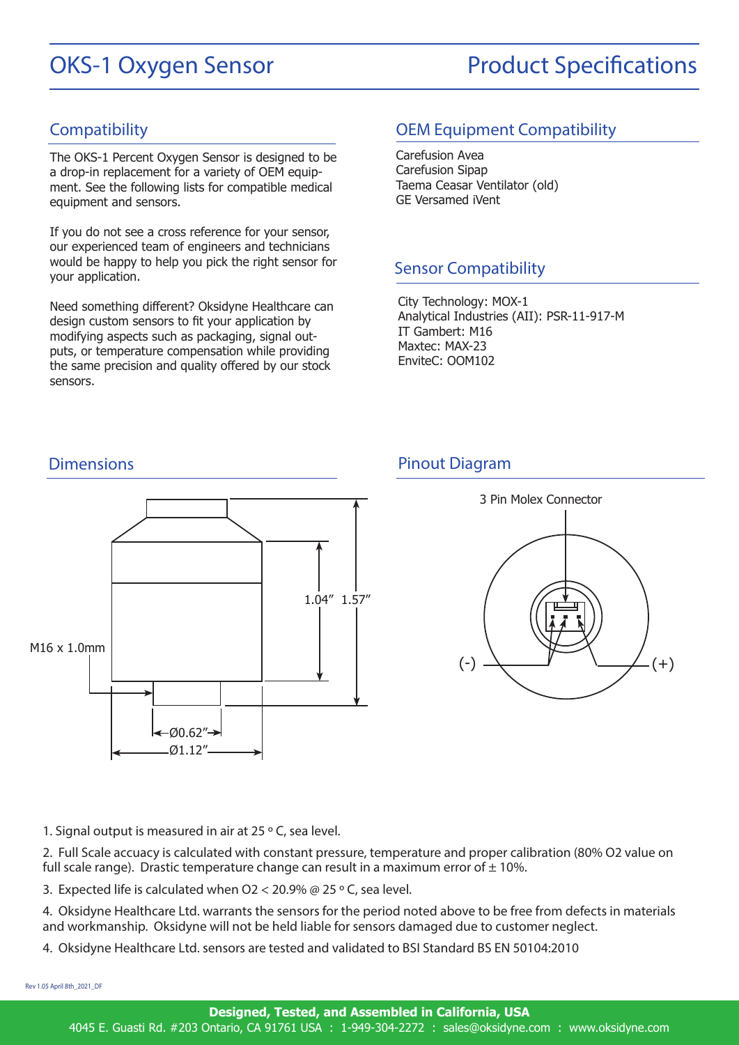# OKS-1 Oxygen Sensor — Product Specifications

## Compatibility

The OKS-1 Percent Oxygen Sensor is designed to be a drop-in replacement for a variety of OEM equipment. See the following lists for compatible medical equipment and sensors.

If you do not see a cross reference for your sensor, our experienced team of engineers and technicians would be happy to help you pick the right sensor for your application.

Need something different? Oksidyne Healthcare can design custom sensors to fit your application by modifying aspects such as packaging, signal outputs, or temperature compensation while providing the same precision and quality offered by our stock sensors.

## OEM Equipment Compatibility

Carefusion Avea
Carefusion Sipap
Taema Ceasar Ventilator (old)
GE Versamed iVent

## Sensor Compatibility

City Technology: MOX-1
Analytical Industries (AII): PSR-11-917-M
IT Gambert: M16
Maxtec: MAX-23
EnviteC: OOM102

## Dimensions

M16 x 1.0mm
1.04”
1.57”
Ø0.62”
Ø1.12”

## Pinout Diagram

3 Pin Molex Connector
(-)
(+)

1. Signal output is measured in air at 25 º C, sea level.

2. Full Scale accuacy is calculated with constant pressure, temperature and proper calibration (80% O2 value on full scale range). Drastic temperature change can result in a maximum error of ± 10%.

3. Expected life is calculated when O2 < 20.9% @ 25 º C, sea level.

4. Oksidyne Healthcare Ltd. warrants the sensors for the period noted above to be free from defects in materials and workmanship. Oksidyne will not be held liable for sensors damaged due to customer neglect.

4. Oksidyne Healthcare Ltd. sensors are tested and validated to BSI Standard BS EN 50104:2010

Rev 1.05 April 8th_2021_DF

**Designed, Tested, and Assembled in California, USA**

4045 E. Guasti Rd. #203 Ontario, CA 91761 USA : 1-949-304-2272 : sales@oksidyne.com : www.oksidyne.com